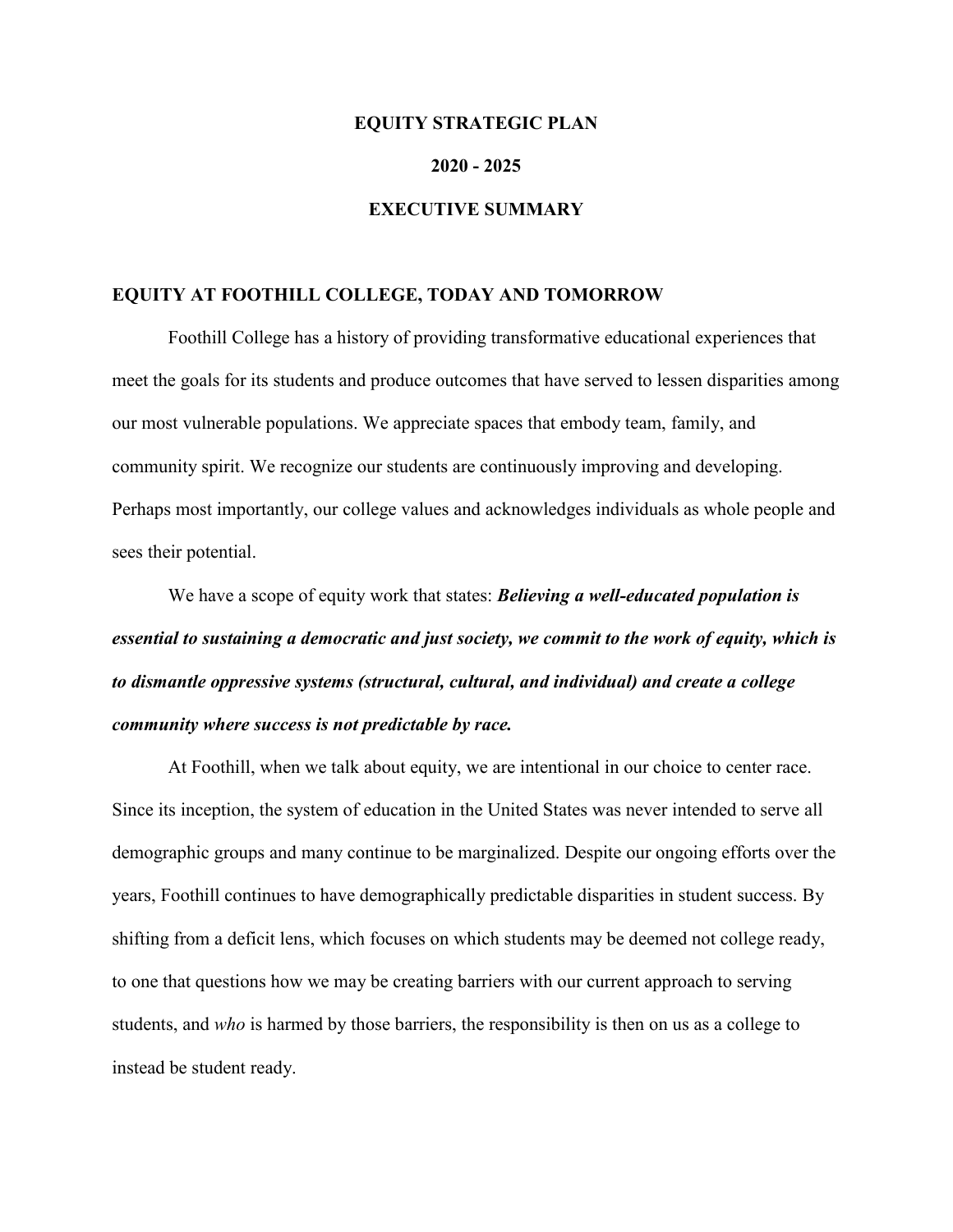# EQUITY STRATEGIC PLAN

# 2020 - 2025

# EXECUTIVE SUMMARY

## EQUITY AT FOOTHILL COLLEGE, TODAY AND TOMORROW

Foothill College has a history of providing transformative educational experiences that meet the goals for its students and produce outcomes that have served to lessen disparities among our most vulnerable populations. We appreciate spaces that embody team, family, and community spirit. We recognize our students are continuously improving and developing. Perhaps most importantly, our college values and acknowledges individuals as whole people and sees their potential.

We have a scope of equity work that states: ***Believing a well-educated population is essential to sustaining a democratic and just society, we commit to the work of equity, which is to dismantle oppressive systems (structural, cultural, and individual) and create a college community where success is not predictable by race.***

At Foothill, when we talk about equity, we are intentional in our choice to center race. Since its inception, the system of education in the United States was never intended to serve all demographic groups and many continue to be marginalized. Despite our ongoing efforts over the years, Foothill continues to have demographically predictable disparities in student success. By shifting from a deficit lens, which focuses on which students may be deemed not college ready, to one that questions how we may be creating barriers with our current approach to serving students, and *who* is harmed by those barriers, the responsibility is then on us as a college to instead be student ready.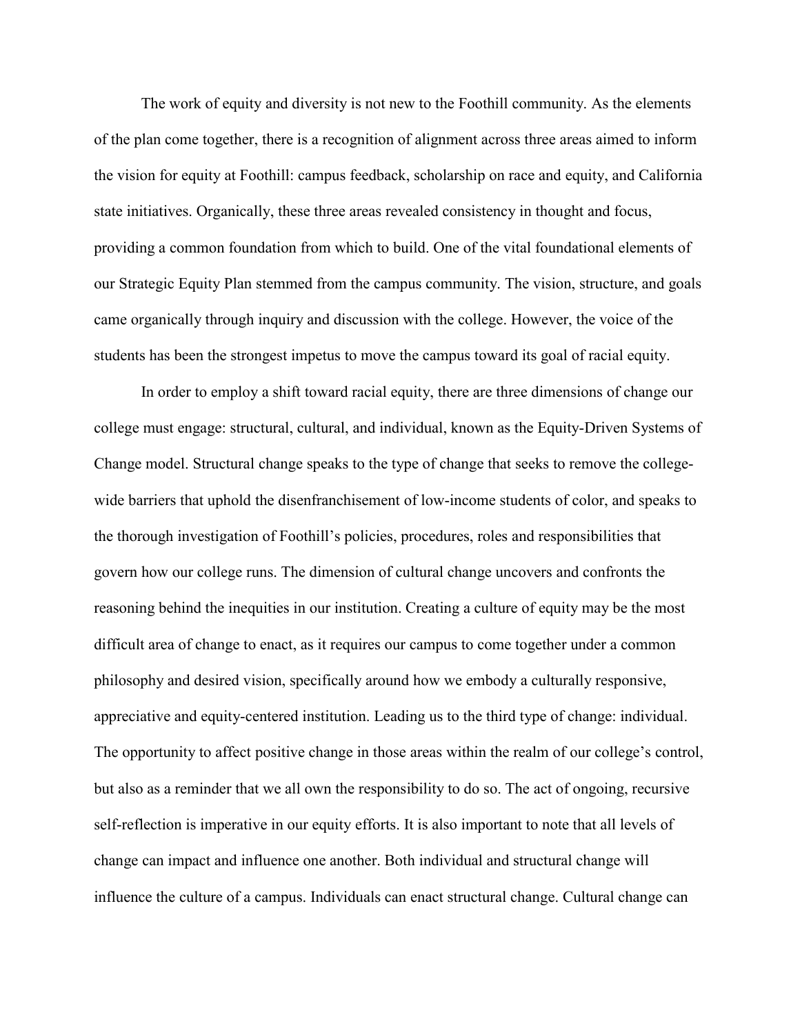The work of equity and diversity is not new to the Foothill community. As the elements of the plan come together, there is a recognition of alignment across three areas aimed to inform the vision for equity at Foothill: campus feedback, scholarship on race and equity, and California state initiatives. Organically, these three areas revealed consistency in thought and focus, providing a common foundation from which to build. One of the vital foundational elements of our Strategic Equity Plan stemmed from the campus community. The vision, structure, and goals came organically through inquiry and discussion with the college. However, the voice of the students has been the strongest impetus to move the campus toward its goal of racial equity.

In order to employ a shift toward racial equity, there are three dimensions of change our college must engage: structural, cultural, and individual, known as the Equity-Driven Systems of Change model. Structural change speaks to the type of change that seeks to remove the college-wide barriers that uphold the disenfranchisement of low-income students of color, and speaks to the thorough investigation of Foothill's policies, procedures, roles and responsibilities that govern how our college runs. The dimension of cultural change uncovers and confronts the reasoning behind the inequities in our institution. Creating a culture of equity may be the most difficult area of change to enact, as it requires our campus to come together under a common philosophy and desired vision, specifically around how we embody a culturally responsive, appreciative and equity-centered institution. Leading us to the third type of change: individual. The opportunity to affect positive change in those areas within the realm of our college's control, but also as a reminder that we all own the responsibility to do so. The act of ongoing, recursive self-reflection is imperative in our equity efforts. It is also important to note that all levels of change can impact and influence one another. Both individual and structural change will influence the culture of a campus. Individuals can enact structural change. Cultural change can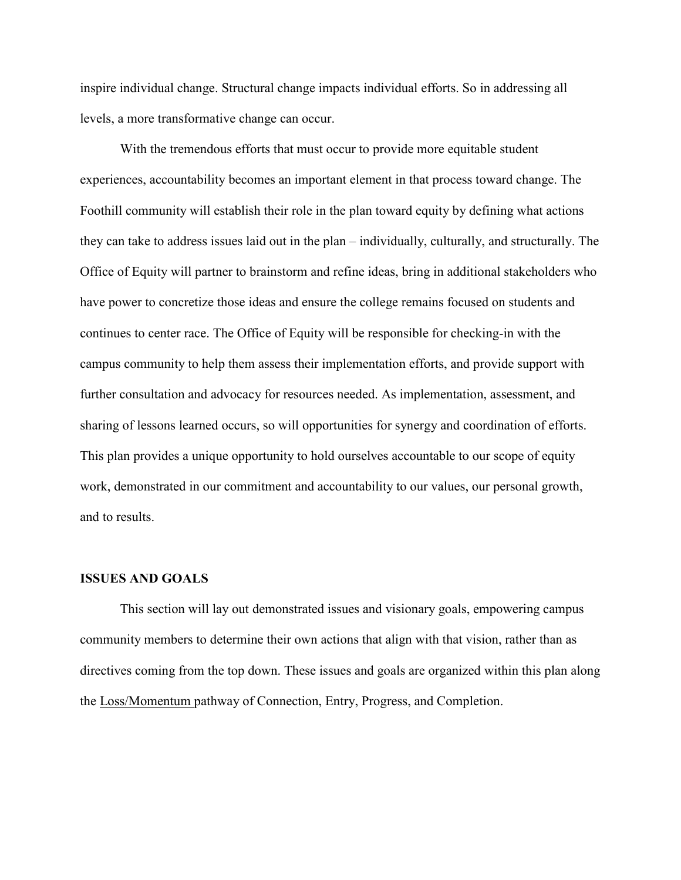inspire individual change. Structural change impacts individual efforts. So in addressing all levels, a more transformative change can occur.

With the tremendous efforts that must occur to provide more equitable student experiences, accountability becomes an important element in that process toward change. The Foothill community will establish their role in the plan toward equity by defining what actions they can take to address issues laid out in the plan – individually, culturally, and structurally. The Office of Equity will partner to brainstorm and refine ideas, bring in additional stakeholders who have power to concretize those ideas and ensure the college remains focused on students and continues to center race. The Office of Equity will be responsible for checking-in with the campus community to help them assess their implementation efforts, and provide support with further consultation and advocacy for resources needed. As implementation, assessment, and sharing of lessons learned occurs, so will opportunities for synergy and coordination of efforts. This plan provides a unique opportunity to hold ourselves accountable to our scope of equity work, demonstrated in our commitment and accountability to our values, our personal growth, and to results.

## ISSUES AND GOALS

This section will lay out demonstrated issues and visionary goals, empowering campus community members to determine their own actions that align with that vision, rather than as directives coming from the top down. These issues and goals are organized within this plan along the Loss/Momentum pathway of Connection, Entry, Progress, and Completion.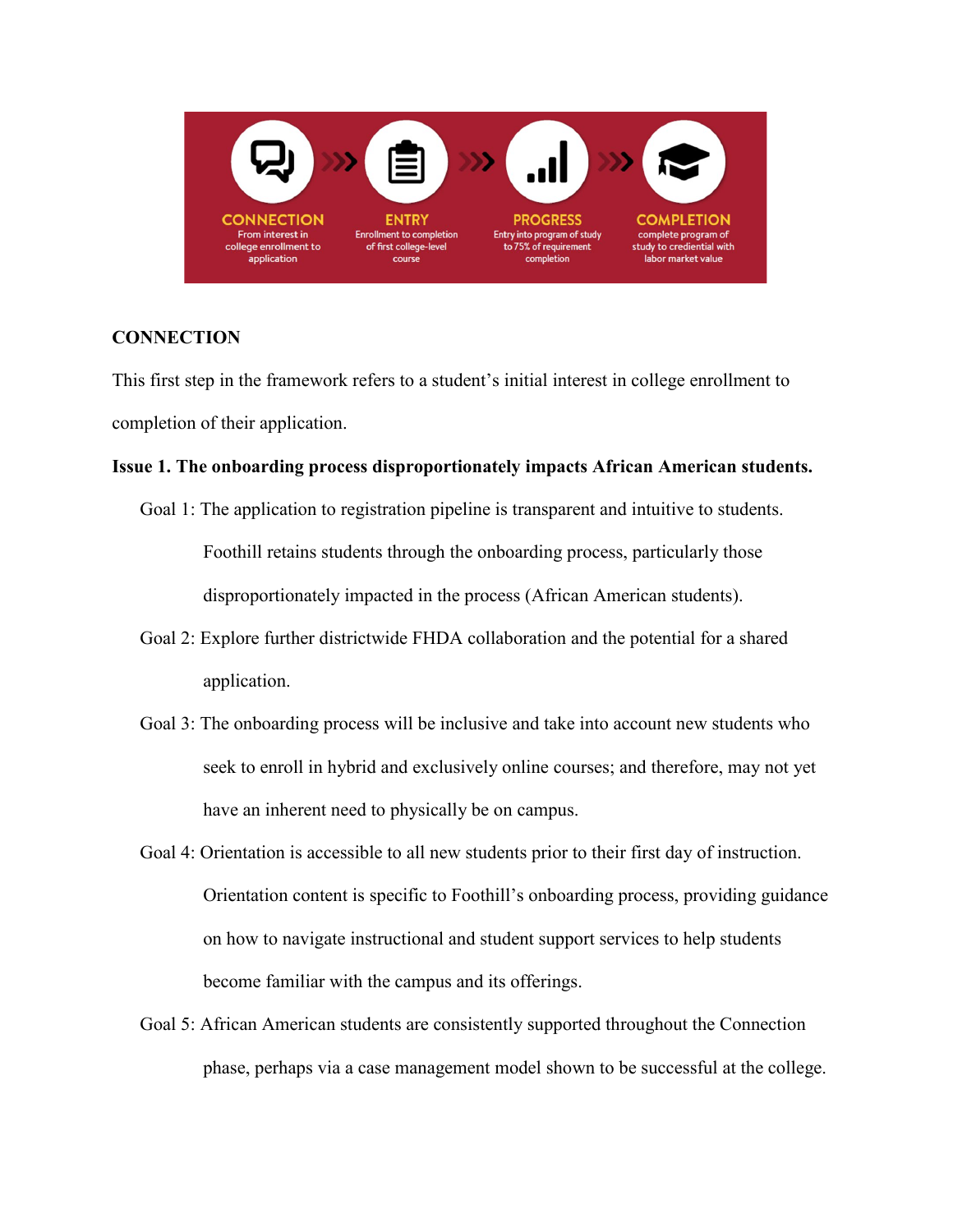**CONNECTION** — From interest in college enrollment to application

**ENTRY** — Enrollment to completion of first college-level course

**PROGRESS** — Entry into program of study to 75% of requirement completion

**COMPLETION** — complete program of study to credential with labor market value

## CONNECTION

This first step in the framework refers to a student's initial interest in college enrollment to completion of their application.

**Issue 1. The onboarding process disproportionately impacts African American students.**

Goal 1: The application to registration pipeline is transparent and intuitive to students. Foothill retains students through the onboarding process, particularly those disproportionately impacted in the process (African American students).

Goal 2: Explore further districtwide FHDA collaboration and the potential for a shared application.

Goal 3: The onboarding process will be inclusive and take into account new students who seek to enroll in hybrid and exclusively online courses; and therefore, may not yet have an inherent need to physically be on campus.

Goal 4: Orientation is accessible to all new students prior to their first day of instruction. Orientation content is specific to Foothill's onboarding process, providing guidance on how to navigate instructional and student support services to help students become familiar with the campus and its offerings.

Goal 5: African American students are consistently supported throughout the Connection phase, perhaps via a case management model shown to be successful at the college.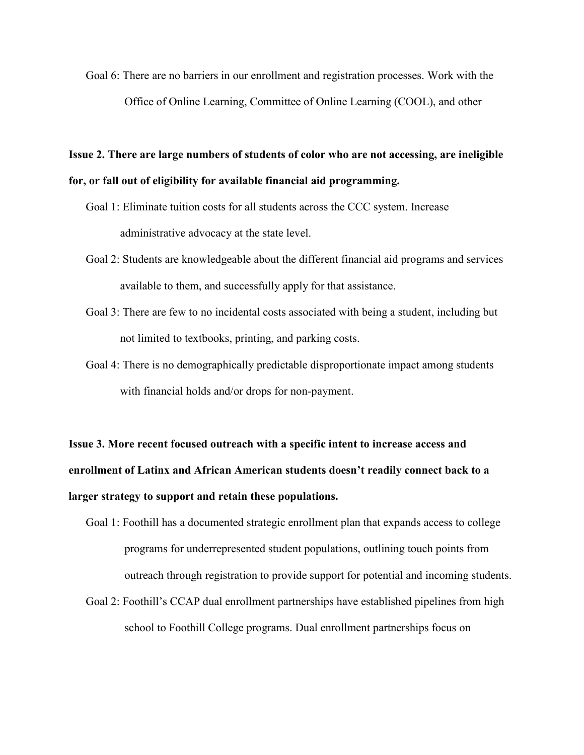Goal 6: There are no barriers in our enrollment and registration processes. Work with the Office of Online Learning, Committee of Online Learning (COOL), and other

**Issue 2. There are large numbers of students of color who are not accessing, are ineligible for, or fall out of eligibility for available financial aid programming.**

Goal 1: Eliminate tuition costs for all students across the CCC system. Increase administrative advocacy at the state level.

Goal 2: Students are knowledgeable about the different financial aid programs and services available to them, and successfully apply for that assistance.

Goal 3: There are few to no incidental costs associated with being a student, including but not limited to textbooks, printing, and parking costs.

Goal 4: There is no demographically predictable disproportionate impact among students with financial holds and/or drops for non-payment.

**Issue 3. More recent focused outreach with a specific intent to increase access and enrollment of Latinx and African American students doesn't readily connect back to a larger strategy to support and retain these populations.**

Goal 1: Foothill has a documented strategic enrollment plan that expands access to college programs for underrepresented student populations, outlining touch points from outreach through registration to provide support for potential and incoming students.

Goal 2: Foothill's CCAP dual enrollment partnerships have established pipelines from high school to Foothill College programs. Dual enrollment partnerships focus on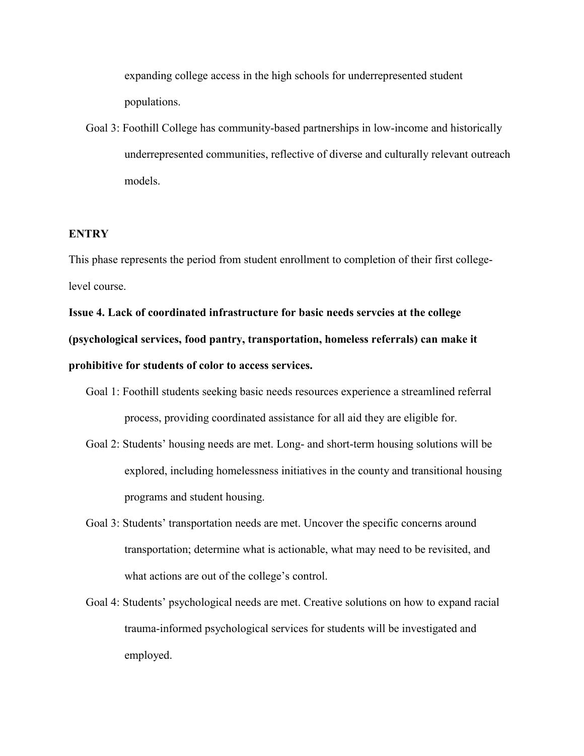expanding college access in the high schools for underrepresented student populations.

Goal 3: Foothill College has community-based partnerships in low-income and historically underrepresented communities, reflective of diverse and culturally relevant outreach models.

**ENTRY**

This phase represents the period from student enrollment to completion of their first college-level course.

**Issue 4. Lack of coordinated infrastructure for basic needs servcies at the college (psychological services, food pantry, transportation, homeless referrals) can make it prohibitive for students of color to access services.**

Goal 1: Foothill students seeking basic needs resources experience a streamlined referral process, providing coordinated assistance for all aid they are eligible for.

Goal 2: Students' housing needs are met. Long- and short-term housing solutions will be explored, including homelessness initiatives in the county and transitional housing programs and student housing.

Goal 3: Students' transportation needs are met. Uncover the specific concerns around transportation; determine what is actionable, what may need to be revisited, and what actions are out of the college's control.

Goal 4: Students' psychological needs are met. Creative solutions on how to expand racial trauma-informed psychological services for students will be investigated and employed.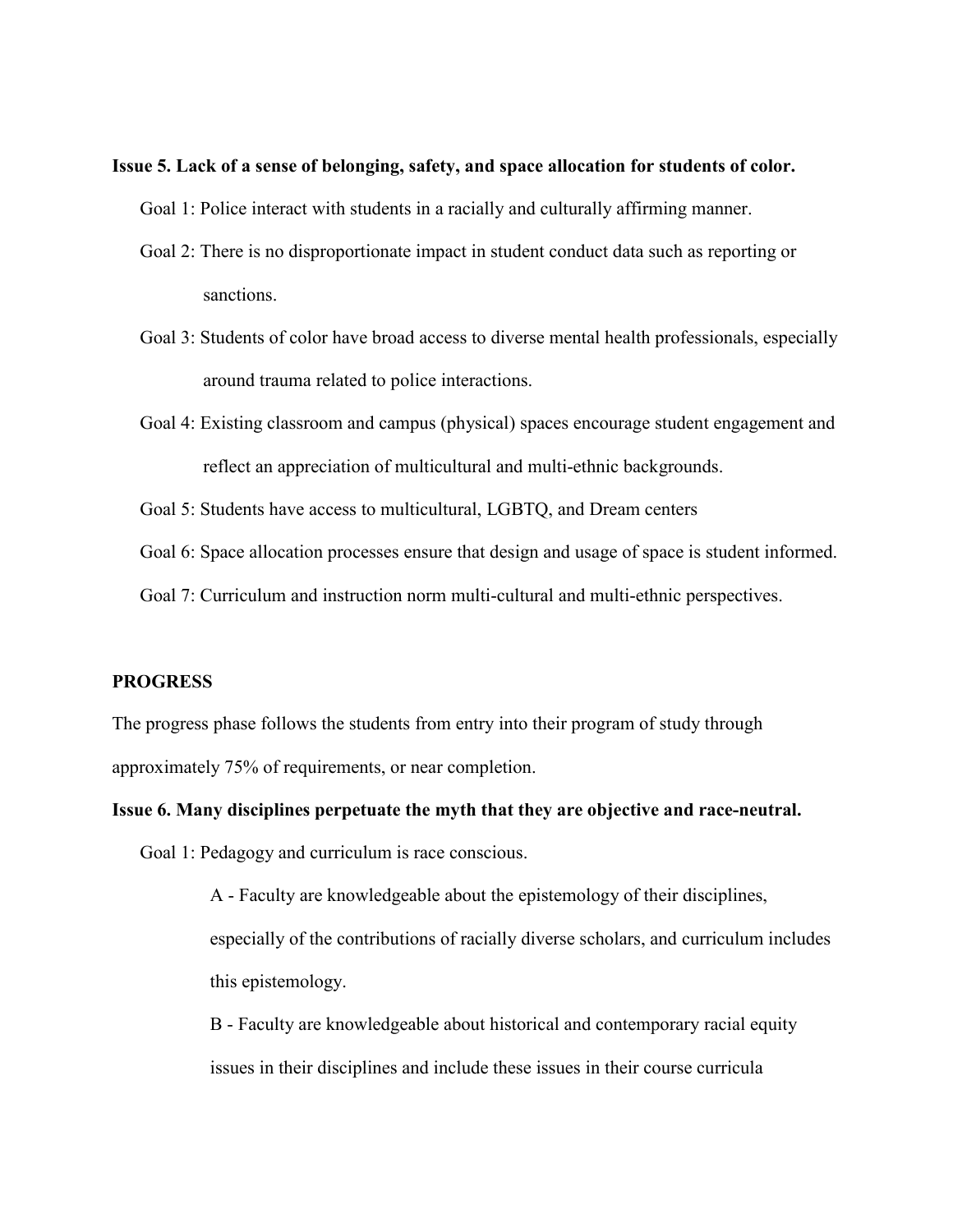**Issue 5. Lack of a sense of belonging, safety, and space allocation for students of color.**

Goal 1: Police interact with students in a racially and culturally affirming manner.

Goal 2: There is no disproportionate impact in student conduct data such as reporting or sanctions.

Goal 3: Students of color have broad access to diverse mental health professionals, especially around trauma related to police interactions.

Goal 4: Existing classroom and campus (physical) spaces encourage student engagement and reflect an appreciation of multicultural and multi-ethnic backgrounds.

Goal 5: Students have access to multicultural, LGBTQ, and Dream centers

Goal 6: Space allocation processes ensure that design and usage of space is student informed.

Goal 7: Curriculum and instruction norm multi-cultural and multi-ethnic perspectives.

**PROGRESS**

The progress phase follows the students from entry into their program of study through approximately 75% of requirements, or near completion.

**Issue 6. Many disciplines perpetuate the myth that they are objective and race-neutral.**

Goal 1: Pedagogy and curriculum is race conscious.

A - Faculty are knowledgeable about the epistemology of their disciplines, especially of the contributions of racially diverse scholars, and curriculum includes this epistemology.

B - Faculty are knowledgeable about historical and contemporary racial equity issues in their disciplines and include these issues in their course curricula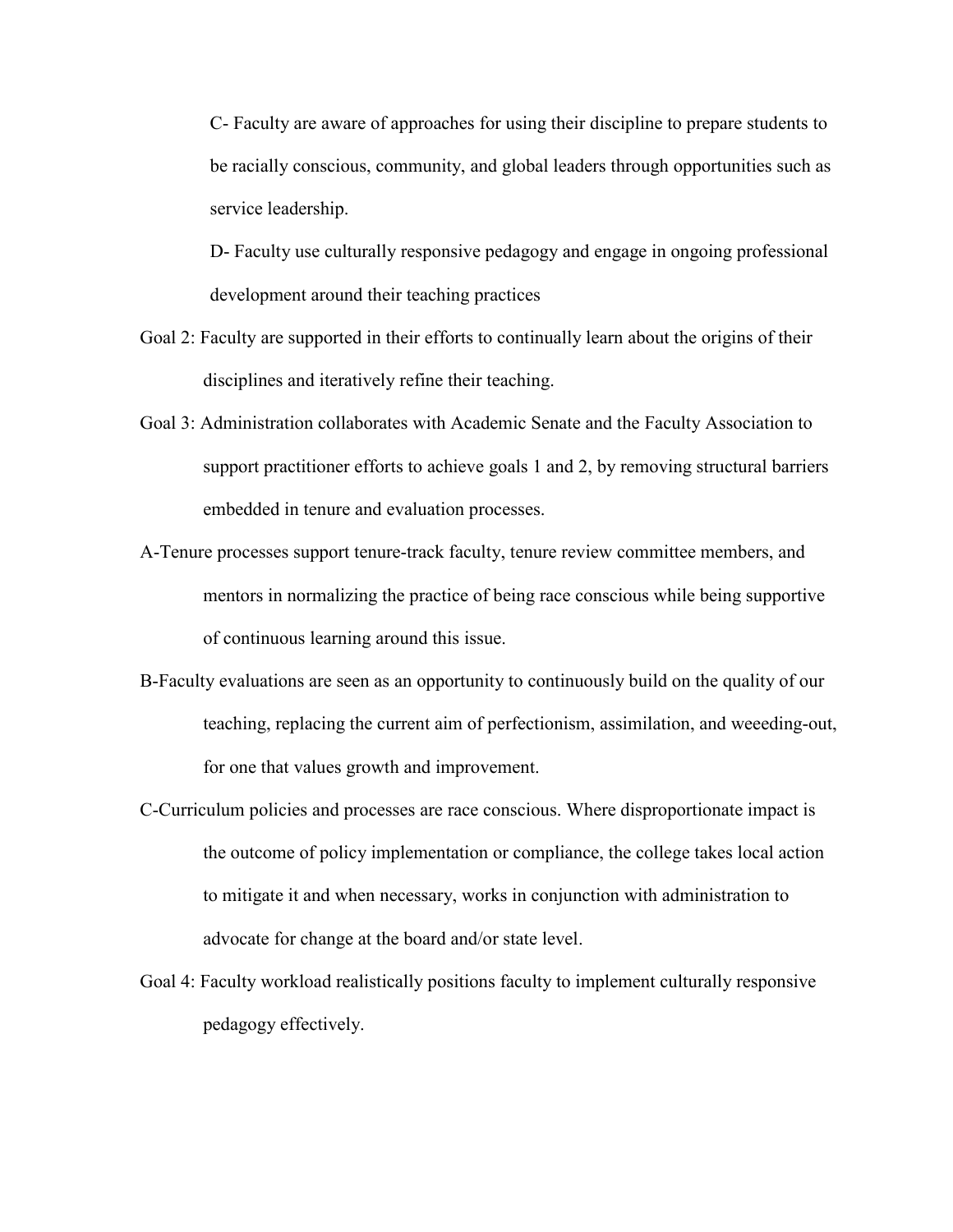C- Faculty are aware of approaches for using their discipline to prepare students to be racially conscious, community, and global leaders through opportunities such as service leadership.

D- Faculty use culturally responsive pedagogy and engage in ongoing professional development around their teaching practices

Goal 2: Faculty are supported in their efforts to continually learn about the origins of their disciplines and iteratively refine their teaching.

Goal 3: Administration collaborates with Academic Senate and the Faculty Association to support practitioner efforts to achieve goals 1 and 2, by removing structural barriers embedded in tenure and evaluation processes.

A-Tenure processes support tenure-track faculty, tenure review committee members, and mentors in normalizing the practice of being race conscious while being supportive of continuous learning around this issue.

B-Faculty evaluations are seen as an opportunity to continuously build on the quality of our teaching, replacing the current aim of perfectionism, assimilation, and weeeding-out, for one that values growth and improvement.

C-Curriculum policies and processes are race conscious. Where disproportionate impact is the outcome of policy implementation or compliance, the college takes local action to mitigate it and when necessary, works in conjunction with administration to advocate for change at the board and/or state level.

Goal 4: Faculty workload realistically positions faculty to implement culturally responsive pedagogy effectively.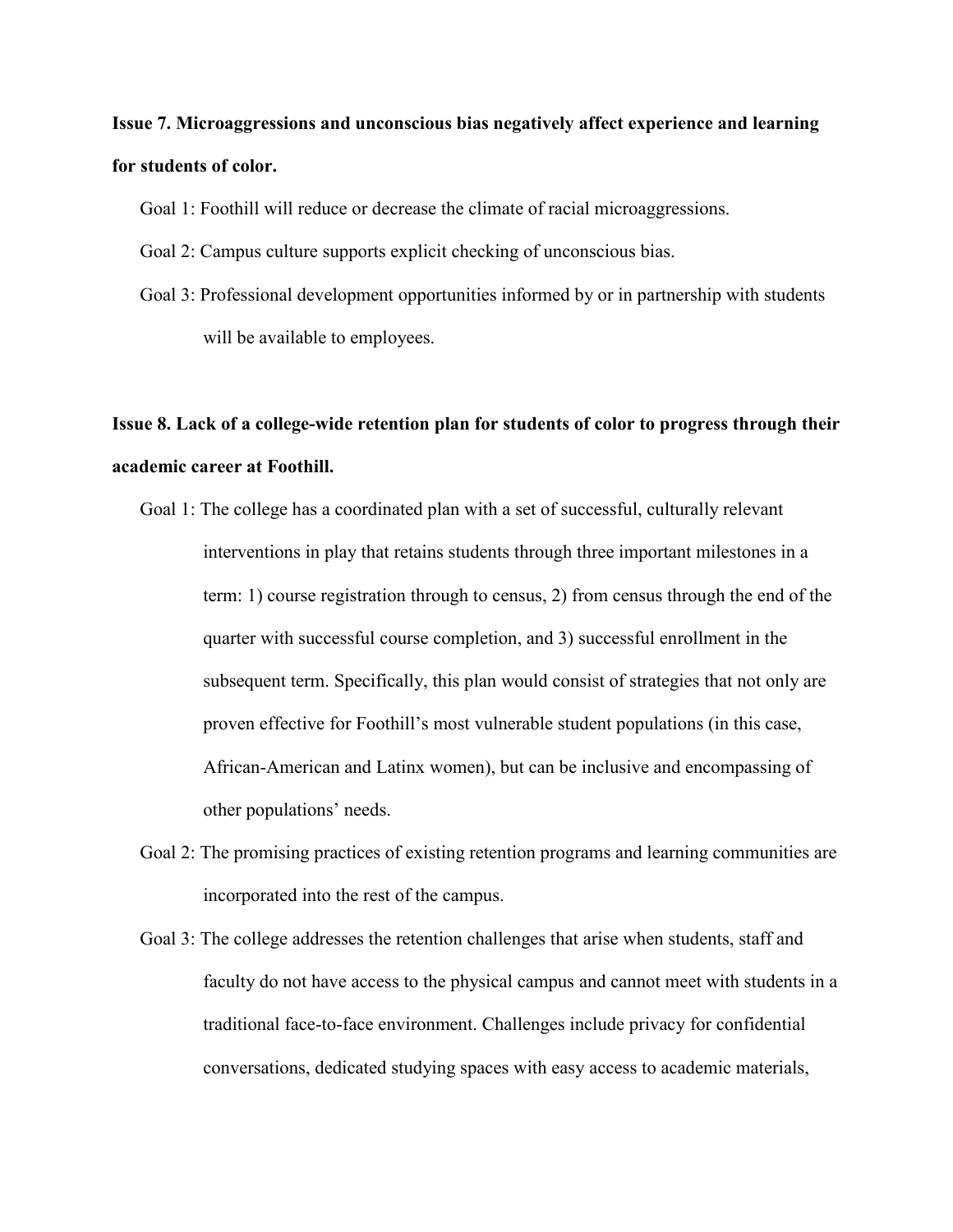**Issue 7. Microaggressions and unconscious bias negatively affect experience and learning for students of color.**

Goal 1: Foothill will reduce or decrease the climate of racial microaggressions.

Goal 2: Campus culture supports explicit checking of unconscious bias.

Goal 3: Professional development opportunities informed by or in partnership with students will be available to employees.

**Issue 8. Lack of a college-wide retention plan for students of color to progress through their academic career at Foothill.**

Goal 1: The college has a coordinated plan with a set of successful, culturally relevant interventions in play that retains students through three important milestones in a term: 1) course registration through to census, 2) from census through the end of the quarter with successful course completion, and 3) successful enrollment in the subsequent term. Specifically, this plan would consist of strategies that not only are proven effective for Foothill's most vulnerable student populations (in this case, African-American and Latinx women), but can be inclusive and encompassing of other populations' needs.

Goal 2: The promising practices of existing retention programs and learning communities are incorporated into the rest of the campus.

Goal 3: The college addresses the retention challenges that arise when students, staff and faculty do not have access to the physical campus and cannot meet with students in a traditional face-to-face environment. Challenges include privacy for confidential conversations, dedicated studying spaces with easy access to academic materials,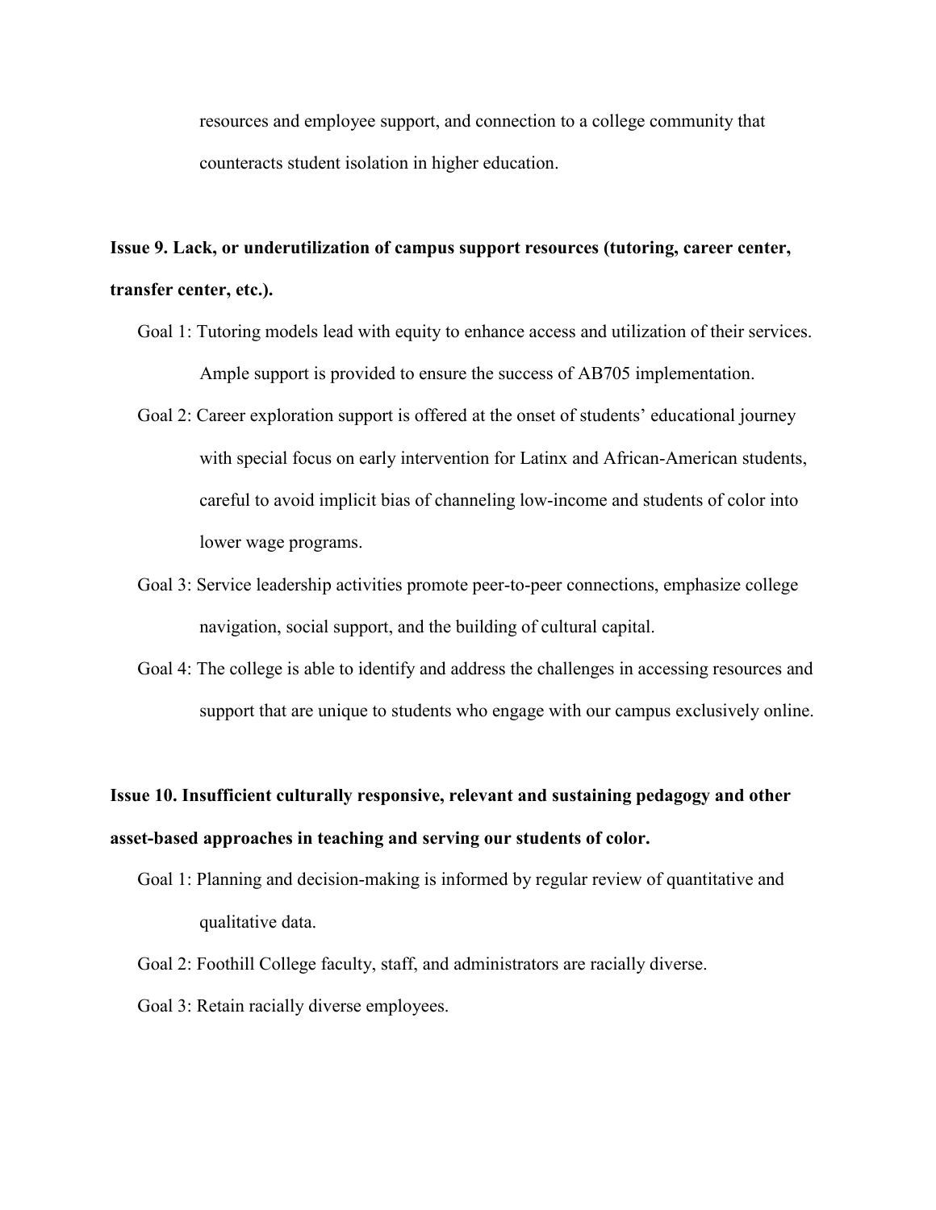resources and employee support, and connection to a college community that counteracts student isolation in higher education.

**Issue 9. Lack, or underutilization of campus support resources (tutoring, career center, transfer center, etc.).**

Goal 1: Tutoring models lead with equity to enhance access and utilization of their services. Ample support is provided to ensure the success of AB705 implementation.

Goal 2: Career exploration support is offered at the onset of students' educational journey with special focus on early intervention for Latinx and African-American students, careful to avoid implicit bias of channeling low-income and students of color into lower wage programs.

Goal 3: Service leadership activities promote peer-to-peer connections, emphasize college navigation, social support, and the building of cultural capital.

Goal 4: The college is able to identify and address the challenges in accessing resources and support that are unique to students who engage with our campus exclusively online.

**Issue 10. Insufficient culturally responsive, relevant and sustaining pedagogy and other asset-based approaches in teaching and serving our students of color.**

Goal 1: Planning and decision-making is informed by regular review of quantitative and qualitative data.

Goal 2: Foothill College faculty, staff, and administrators are racially diverse.

Goal 3: Retain racially diverse employees.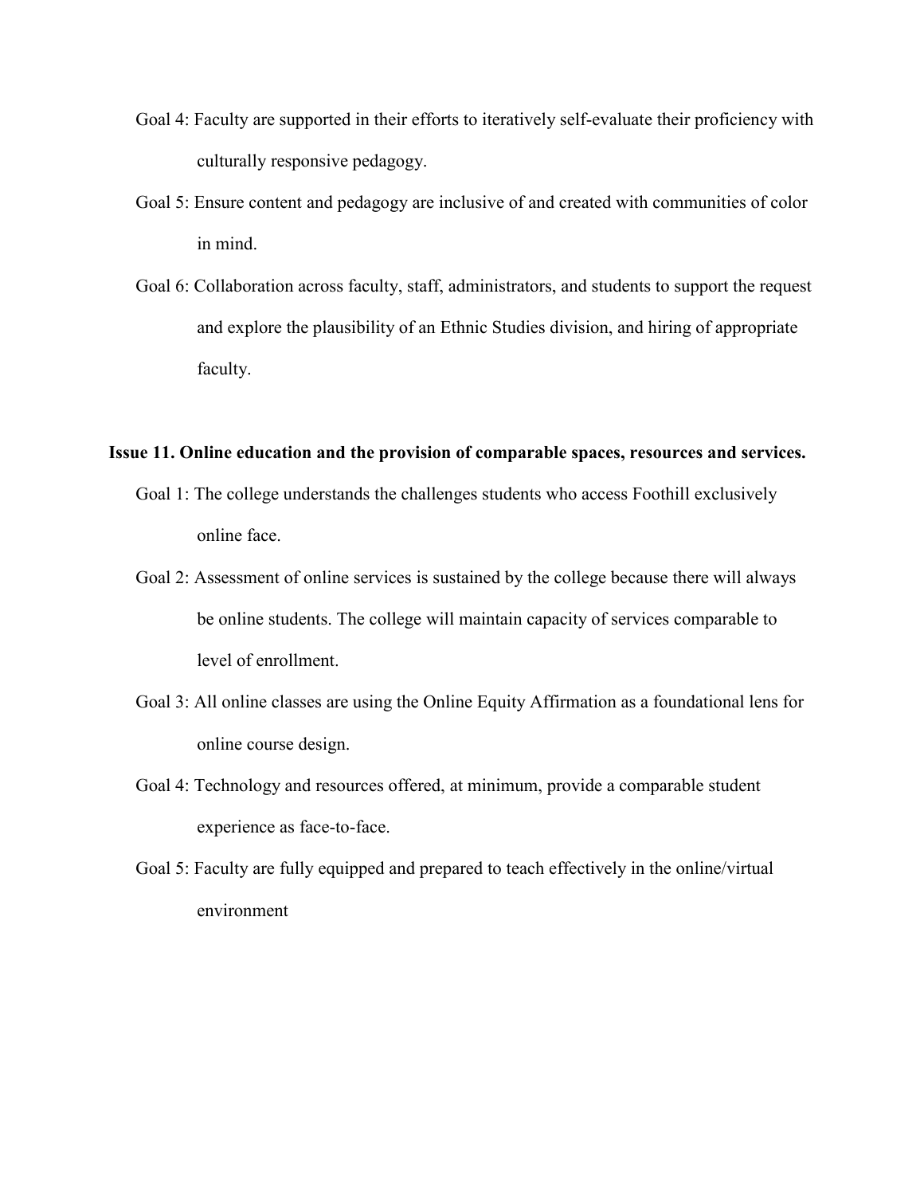Goal 4: Faculty are supported in their efforts to iteratively self-evaluate their proficiency with culturally responsive pedagogy.

Goal 5: Ensure content and pedagogy are inclusive of and created with communities of color in mind.

Goal 6: Collaboration across faculty, staff, administrators, and students to support the request and explore the plausibility of an Ethnic Studies division, and hiring of appropriate faculty.

**Issue 11. Online education and the provision of comparable spaces, resources and services.**

Goal 1: The college understands the challenges students who access Foothill exclusively online face.

Goal 2: Assessment of online services is sustained by the college because there will always be online students. The college will maintain capacity of services comparable to level of enrollment.

Goal 3: All online classes are using the Online Equity Affirmation as a foundational lens for online course design.

Goal 4: Technology and resources offered, at minimum, provide a comparable student experience as face-to-face.

Goal 5: Faculty are fully equipped and prepared to teach effectively in the online/virtual environment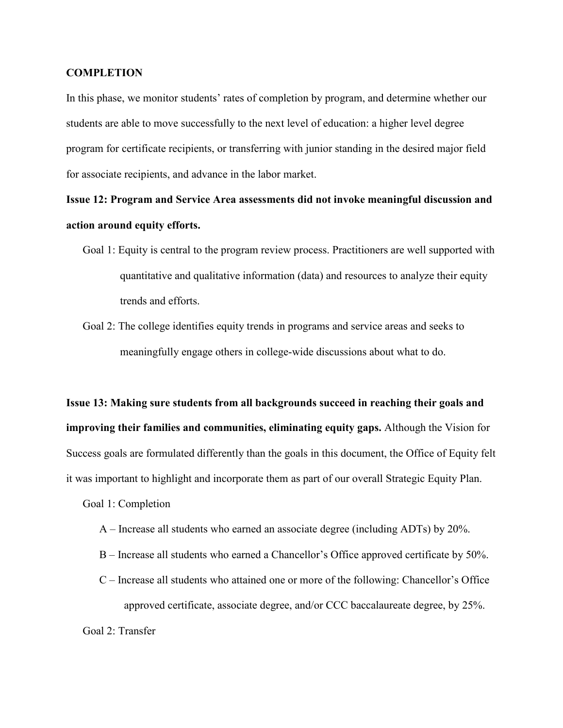**COMPLETION**

In this phase, we monitor students' rates of completion by program, and determine whether our students are able to move successfully to the next level of education: a higher level degree program for certificate recipients, or transferring with junior standing in the desired major field for associate recipients, and advance in the labor market.

**Issue 12: Program and Service Area assessments did not invoke meaningful discussion and action around equity efforts.**

Goal 1: Equity is central to the program review process. Practitioners are well supported with quantitative and qualitative information (data) and resources to analyze their equity trends and efforts.

Goal 2: The college identifies equity trends in programs and service areas and seeks to meaningfully engage others in college-wide discussions about what to do.

**Issue 13: Making sure students from all backgrounds succeed in reaching their goals and improving their families and communities, eliminating equity gaps.** Although the Vision for Success goals are formulated differently than the goals in this document, the Office of Equity felt it was important to highlight and incorporate them as part of our overall Strategic Equity Plan.

Goal 1: Completion

- A – Increase all students who earned an associate degree (including ADTs) by 20%.
- B – Increase all students who earned a Chancellor's Office approved certificate by 50%.
- C – Increase all students who attained one or more of the following: Chancellor's Office approved certificate, associate degree, and/or CCC baccalaureate degree, by 25%.

Goal 2: Transfer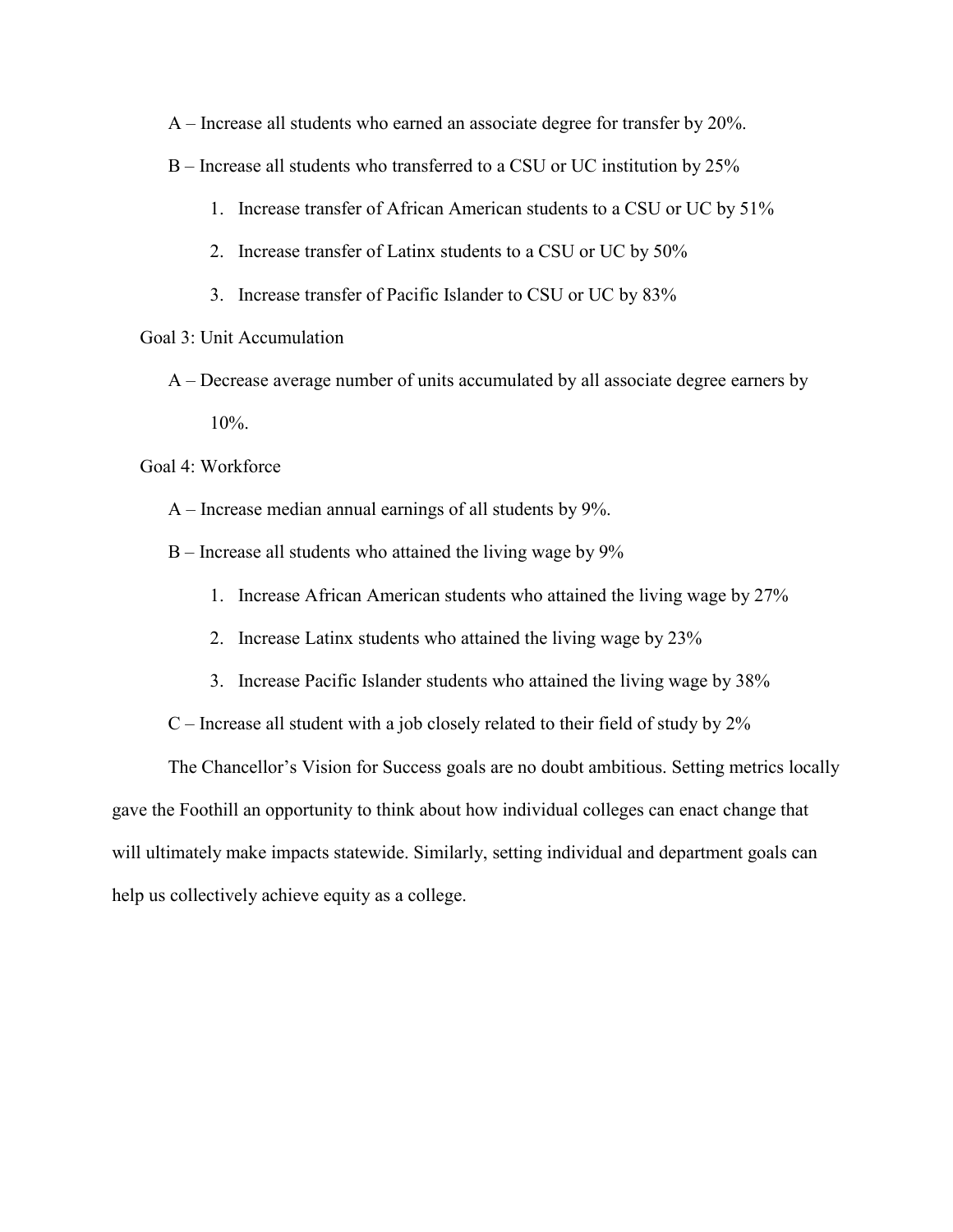A – Increase all students who earned an associate degree for transfer by 20%.

B – Increase all students who transferred to a CSU or UC institution by 25%

1. Increase transfer of African American students to a CSU or UC by 51%
2. Increase transfer of Latinx students to a CSU or UC by 50%
3. Increase transfer of Pacific Islander to CSU or UC by 83%

Goal 3: Unit Accumulation

A – Decrease average number of units accumulated by all associate degree earners by 10%.

Goal 4: Workforce

A – Increase median annual earnings of all students by 9%.

B – Increase all students who attained the living wage by 9%

1. Increase African American students who attained the living wage by 27%
2. Increase Latinx students who attained the living wage by 23%
3. Increase Pacific Islander students who attained the living wage by 38%

C – Increase all student with a job closely related to their field of study by 2%

The Chancellor's Vision for Success goals are no doubt ambitious. Setting metrics locally gave the Foothill an opportunity to think about how individual colleges can enact change that will ultimately make impacts statewide. Similarly, setting individual and department goals can help us collectively achieve equity as a college.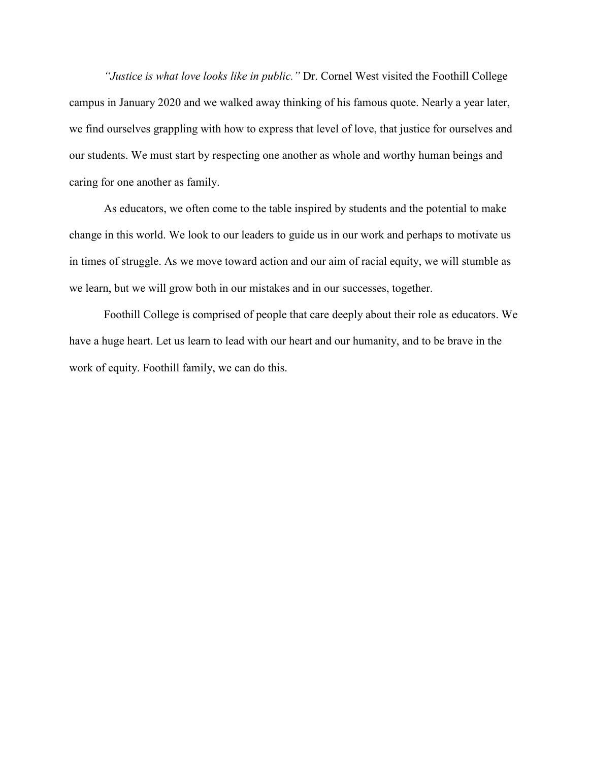*"Justice is what love looks like in public."* Dr. Cornel West visited the Foothill College campus in January 2020 and we walked away thinking of his famous quote. Nearly a year later, we find ourselves grappling with how to express that level of love, that justice for ourselves and our students. We must start by respecting one another as whole and worthy human beings and caring for one another as family.

As educators, we often come to the table inspired by students and the potential to make change in this world. We look to our leaders to guide us in our work and perhaps to motivate us in times of struggle. As we move toward action and our aim of racial equity, we will stumble as we learn, but we will grow both in our mistakes and in our successes, together.

Foothill College is comprised of people that care deeply about their role as educators. We have a huge heart. Let us learn to lead with our heart and our humanity, and to be brave in the work of equity. Foothill family, we can do this.